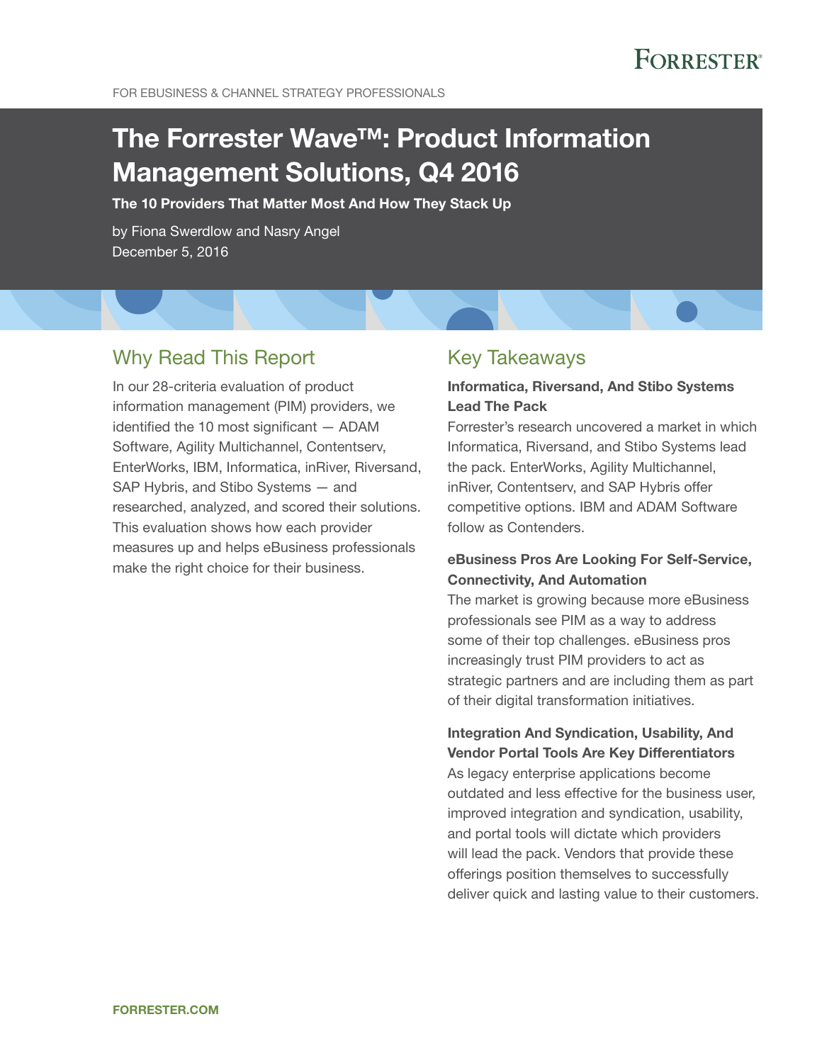FOR EBUSINESS & CHANNEL STRATEGY PROFESSIONALS

# The Forrester Wave™: Product Information Management Solutions, Q4 2016

**The 10 Providers That Matter Most And How They Stack Up**

by Fiona Swerdlow and Nasry Angel
December 5, 2016

## Why Read This Report

In our 28-criteria evaluation of product information management (PIM) providers, we identified the 10 most significant — ADAM Software, Agility Multichannel, Contentserv, EnterWorks, IBM, Informatica, inRiver, Riversand, SAP Hybris, and Stibo Systems — and researched, analyzed, and scored their solutions. This evaluation shows how each provider measures up and helps eBusiness professionals make the right choice for their business.

## Key Takeaways

**Informatica, Riversand, And Stibo Systems Lead The Pack**

Forrester's research uncovered a market in which Informatica, Riversand, and Stibo Systems lead the pack. EnterWorks, Agility Multichannel, inRiver, Contentserv, and SAP Hybris offer competitive options. IBM and ADAM Software follow as Contenders.

**eBusiness Pros Are Looking For Self-Service, Connectivity, And Automation**

The market is growing because more eBusiness professionals see PIM as a way to address some of their top challenges. eBusiness pros increasingly trust PIM providers to act as strategic partners and are including them as part of their digital transformation initiatives.

**Integration And Syndication, Usability, And Vendor Portal Tools Are Key Differentiators**

As legacy enterprise applications become outdated and less effective for the business user, improved integration and syndication, usability, and portal tools will dictate which providers will lead the pack. Vendors that provide these offerings position themselves to successfully deliver quick and lasting value to their customers.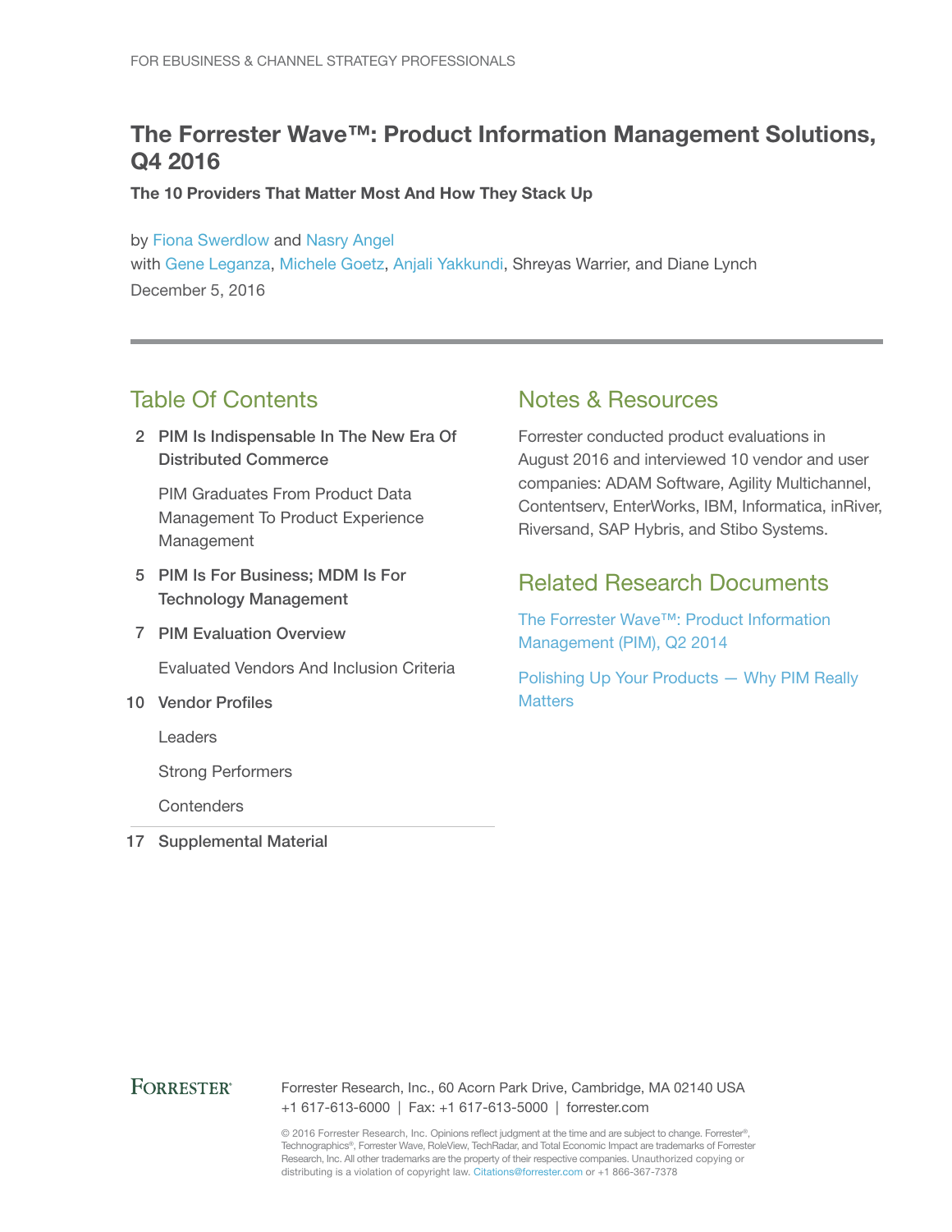FOR EBUSINESS & CHANNEL STRATEGY PROFESSIONALS

# The Forrester Wave™: Product Information Management Solutions, Q4 2016

**The 10 Providers That Matter Most And How They Stack Up**

by Fiona Swerdlow and Nasry Angel
with Gene Leganza, Michele Goetz, Anjali Yakkundi, Shreyas Warrier, and Diane Lynch
December 5, 2016

## Table Of Contents

2 **PIM Is Indispensable In The New Era Of Distributed Commerce**

PIM Graduates From Product Data Management To Product Experience Management

5 **PIM Is For Business; MDM Is For Technology Management**

7 **PIM Evaluation Overview**

Evaluated Vendors And Inclusion Criteria

10 **Vendor Profiles**

Leaders

Strong Performers

Contenders

17 **Supplemental Material**

## Notes & Resources

Forrester conducted product evaluations in August 2016 and interviewed 10 vendor and user companies: ADAM Software, Agility Multichannel, Contentserv, EnterWorks, IBM, Informatica, inRiver, Riversand, SAP Hybris, and Stibo Systems.

## Related Research Documents

The Forrester Wave™: Product Information Management (PIM), Q2 2014

Polishing Up Your Products — Why PIM Really Matters

FORRESTER®

Forrester Research, Inc., 60 Acorn Park Drive, Cambridge, MA 02140 USA
+1 617-613-6000 | Fax: +1 617-613-5000 | forrester.com

© 2016 Forrester Research, Inc. Opinions reflect judgment at the time and are subject to change. Forrester®, Technographics®, Forrester Wave, RoleView, TechRadar, and Total Economic Impact are trademarks of Forrester Research, Inc. All other trademarks are the property of their respective companies. Unauthorized copying or distributing is a violation of copyright law. Citations@forrester.com or +1 866-367-7378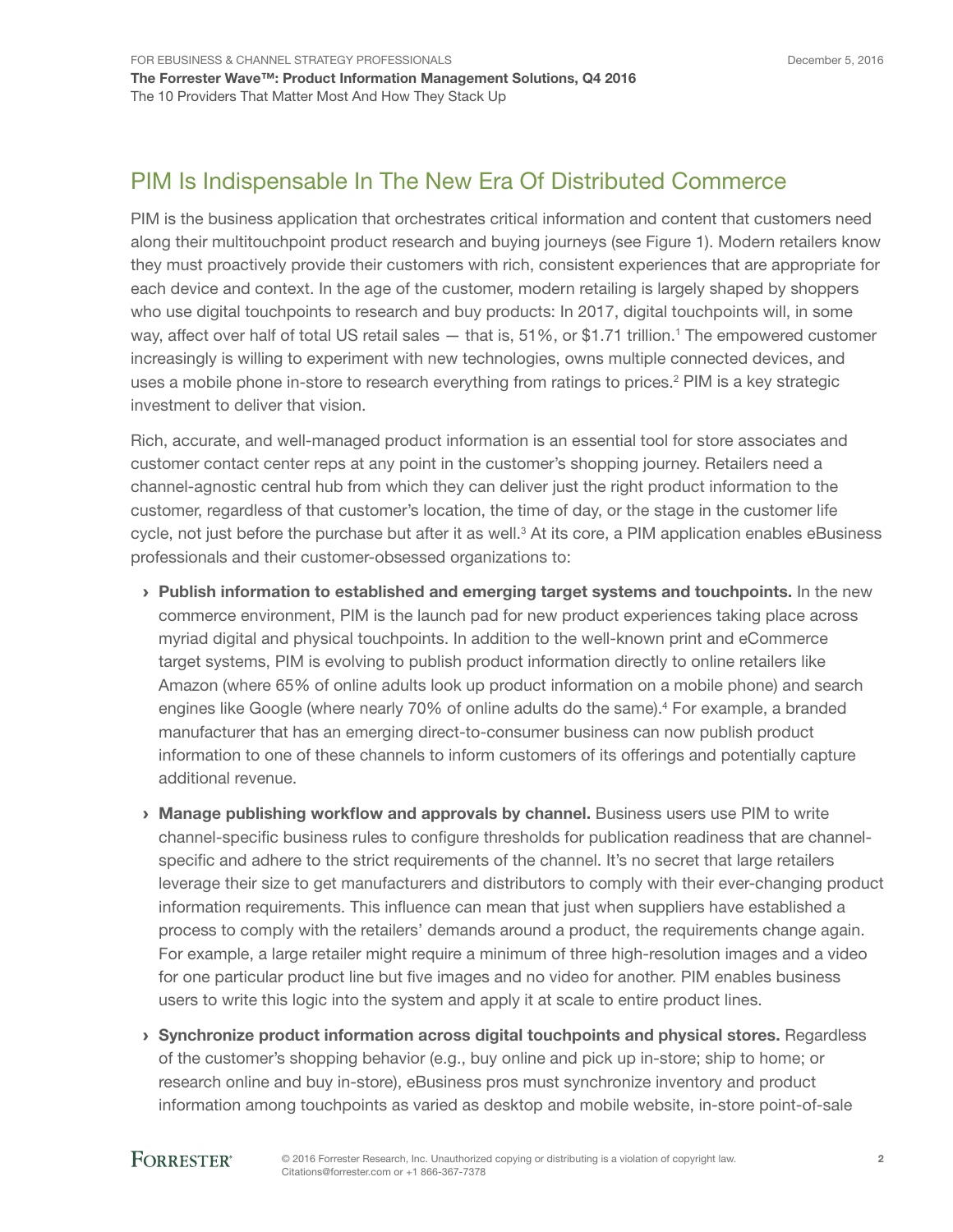## PIM Is Indispensable In The New Era Of Distributed Commerce

PIM is the business application that orchestrates critical information and content that customers need along their multitouchpoint product research and buying journeys (see Figure 1). Modern retailers know they must proactively provide their customers with rich, consistent experiences that are appropriate for each device and context. In the age of the customer, modern retailing is largely shaped by shoppers who use digital touchpoints to research and buy products: In 2017, digital touchpoints will, in some way, affect over half of total US retail sales — that is, 51%, or $1.71 trillion.[1] The empowered customer increasingly is willing to experiment with new technologies, owns multiple connected devices, and uses a mobile phone in-store to research everything from ratings to prices.[2] PIM is a key strategic investment to deliver that vision.

Rich, accurate, and well-managed product information is an essential tool for store associates and customer contact center reps at any point in the customer's shopping journey. Retailers need a channel-agnostic central hub from which they can deliver just the right product information to the customer, regardless of that customer's location, the time of day, or the stage in the customer life cycle, not just before the purchase but after it as well.[3] At its core, a PIM application enables eBusiness professionals and their customer-obsessed organizations to:

- **Publish information to established and emerging target systems and touchpoints.** In the new commerce environment, PIM is the launch pad for new product experiences taking place across myriad digital and physical touchpoints. In addition to the well-known print and eCommerce target systems, PIM is evolving to publish product information directly to online retailers like Amazon (where 65% of online adults look up product information on a mobile phone) and search engines like Google (where nearly 70% of online adults do the same).[4] For example, a branded manufacturer that has an emerging direct-to-consumer business can now publish product information to one of these channels to inform customers of its offerings and potentially capture additional revenue.
- **Manage publishing workflow and approvals by channel.** Business users use PIM to write channel-specific business rules to configure thresholds for publication readiness that are channel-specific and adhere to the strict requirements of the channel. It's no secret that large retailers leverage their size to get manufacturers and distributors to comply with their ever-changing product information requirements. This influence can mean that just when suppliers have established a process to comply with the retailers' demands around a product, the requirements change again. For example, a large retailer might require a minimum of three high-resolution images and a video for one particular product line but five images and no video for another. PIM enables business users to write this logic into the system and apply it at scale to entire product lines.
- **Synchronize product information across digital touchpoints and physical stores.** Regardless of the customer's shopping behavior (e.g., buy online and pick up in-store; ship to home; or research online and buy in-store), eBusiness pros must synchronize inventory and product information among touchpoints as varied as desktop and mobile website, in-store point-of-sale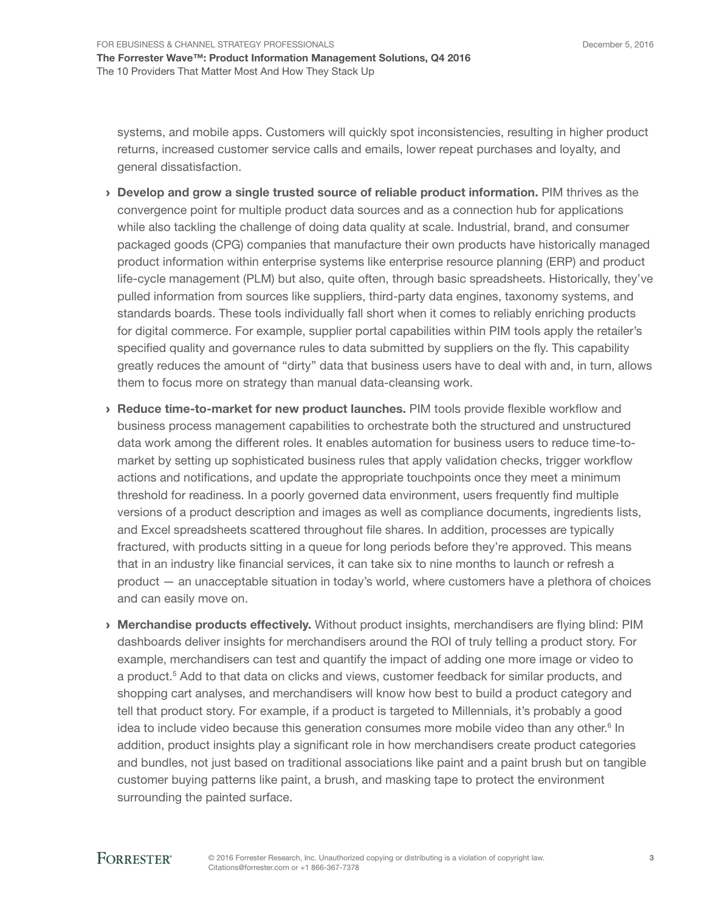systems, and mobile apps. Customers will quickly spot inconsistencies, resulting in higher product returns, increased customer service calls and emails, lower repeat purchases and loyalty, and general dissatisfaction.

- **Develop and grow a single trusted source of reliable product information.** PIM thrives as the convergence point for multiple product data sources and as a connection hub for applications while also tackling the challenge of doing data quality at scale. Industrial, brand, and consumer packaged goods (CPG) companies that manufacture their own products have historically managed product information within enterprise systems like enterprise resource planning (ERP) and product life-cycle management (PLM) but also, quite often, through basic spreadsheets. Historically, they've pulled information from sources like suppliers, third-party data engines, taxonomy systems, and standards boards. These tools individually fall short when it comes to reliably enriching products for digital commerce. For example, supplier portal capabilities within PIM tools apply the retailer's specified quality and governance rules to data submitted by suppliers on the fly. This capability greatly reduces the amount of "dirty" data that business users have to deal with and, in turn, allows them to focus more on strategy than manual data-cleansing work.
- **Reduce time-to-market for new product launches.** PIM tools provide flexible workflow and business process management capabilities to orchestrate both the structured and unstructured data work among the different roles. It enables automation for business users to reduce time-to-market by setting up sophisticated business rules that apply validation checks, trigger workflow actions and notifications, and update the appropriate touchpoints once they meet a minimum threshold for readiness. In a poorly governed data environment, users frequently find multiple versions of a product description and images as well as compliance documents, ingredients lists, and Excel spreadsheets scattered throughout file shares. In addition, processes are typically fractured, with products sitting in a queue for long periods before they're approved. This means that in an industry like financial services, it can take six to nine months to launch or refresh a product — an unacceptable situation in today's world, where customers have a plethora of choices and can easily move on.
- **Merchandise products effectively.** Without product insights, merchandisers are flying blind: PIM dashboards deliver insights for merchandisers around the ROI of truly telling a product story. For example, merchandisers can test and quantify the impact of adding one more image or video to a product.[5] Add to that data on clicks and views, customer feedback for similar products, and shopping cart analyses, and merchandisers will know how best to build a product category and tell that product story. For example, if a product is targeted to Millennials, it's probably a good idea to include video because this generation consumes more mobile video than any other.[6] In addition, product insights play a significant role in how merchandisers create product categories and bundles, not just based on traditional associations like paint and a paint brush but on tangible customer buying patterns like paint, a brush, and masking tape to protect the environment surrounding the painted surface.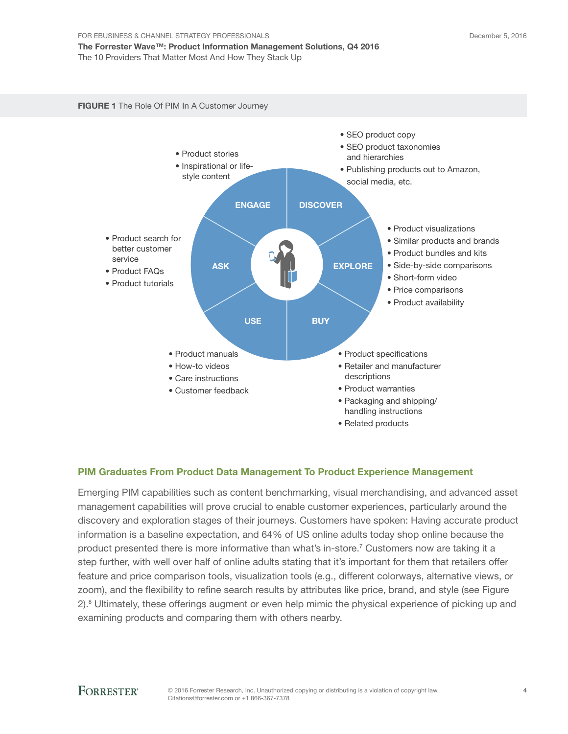**FIGURE 1** The Role Of PIM In A Customer Journey

**DISCOVER**
- SEO product copy
- SEO product taxonomies and hierarchies
- Publishing products out to Amazon, social media, etc.

**EXPLORE**
- Product visualizations
- Similar products and brands
- Product bundles and kits
- Side-by-side comparisons
- Short-form video
- Price comparisons
- Product availability

**BUY**
- Product specifications
- Retailer and manufacturer descriptions
- Product warranties
- Packaging and shipping/ handling instructions
- Related products

**USE**
- Product manuals
- How-to videos
- Care instructions
- Customer feedback

**ASK**
- Product search for better customer service
- Product FAQs
- Product tutorials

**ENGAGE**
- Product stories
- Inspirational or life-style content

## PIM Graduates From Product Data Management To Product Experience Management

Emerging PIM capabilities such as content benchmarking, visual merchandising, and advanced asset management capabilities will prove crucial to enable customer experiences, particularly around the discovery and exploration stages of their journeys. Customers have spoken: Having accurate product information is a baseline expectation, and 64% of US online adults today shop online because the product presented there is more informative than what's in-store.[7] Customers now are taking it a step further, with well over half of online adults stating that it's important for them that retailers offer feature and price comparison tools, visualization tools (e.g., different colorways, alternative views, or zoom), and the flexibility to refine search results by attributes like price, brand, and style (see Figure 2).[8] Ultimately, these offerings augment or even help mimic the physical experience of picking up and examining products and comparing them with others nearby.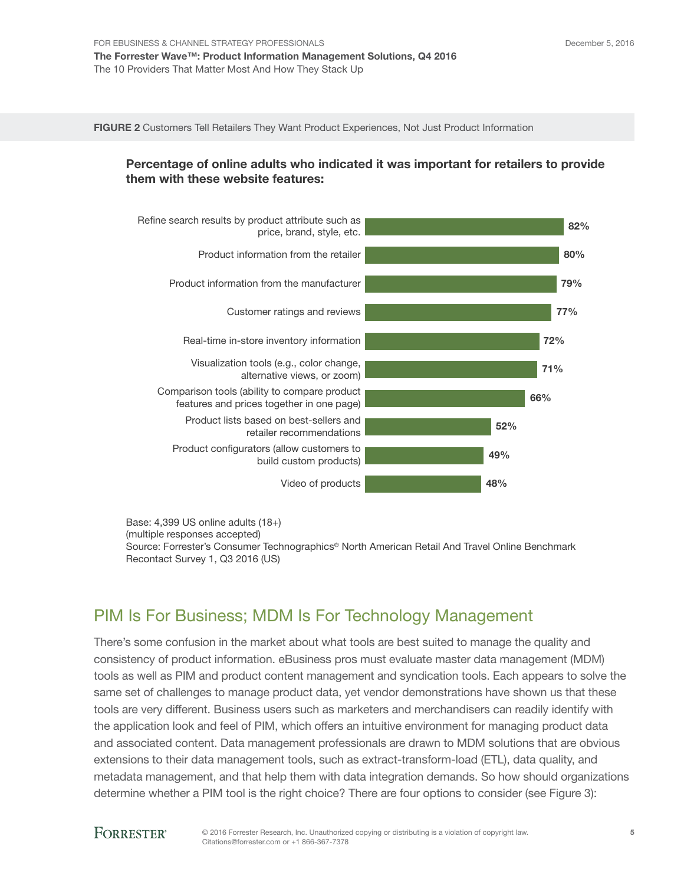**FIGURE 2** Customers Tell Retailers They Want Product Experiences, Not Just Product Information

**Percentage of online adults who indicated it was important for retailers to provide them with these website features:**

| Website feature | Percentage |
|---|---|
| Refine search results by product attribute such as price, brand, style, etc. | 82% |
| Product information from the retailer | 80% |
| Product information from the manufacturer | 79% |
| Customer ratings and reviews | 77% |
| Real-time in-store inventory information | 72% |
| Visualization tools (e.g., color change, alternative views, or zoom) | 71% |
| Comparison tools (ability to compare product features and prices together in one page) | 66% |
| Product lists based on best-sellers and retailer recommendations | 52% |
| Product configurators (allow customers to build custom products) | 49% |
| Video of products | 48% |

Base: 4,399 US online adults (18+)
(multiple responses accepted)
Source: Forrester's Consumer Technographics® North American Retail And Travel Online Benchmark Recontact Survey 1, Q3 2016 (US)

## PIM Is For Business; MDM Is For Technology Management

There's some confusion in the market about what tools are best suited to manage the quality and consistency of product information. eBusiness pros must evaluate master data management (MDM) tools as well as PIM and product content management and syndication tools. Each appears to solve the same set of challenges to manage product data, yet vendor demonstrations have shown us that these tools are very different. Business users such as marketers and merchandisers can readily identify with the application look and feel of PIM, which offers an intuitive environment for managing product data and associated content. Data management professionals are drawn to MDM solutions that are obvious extensions to their data management tools, such as extract-transform-load (ETL), data quality, and metadata management, and that help them with data integration demands. So how should organizations determine whether a PIM tool is the right choice? There are four options to consider (see Figure 3):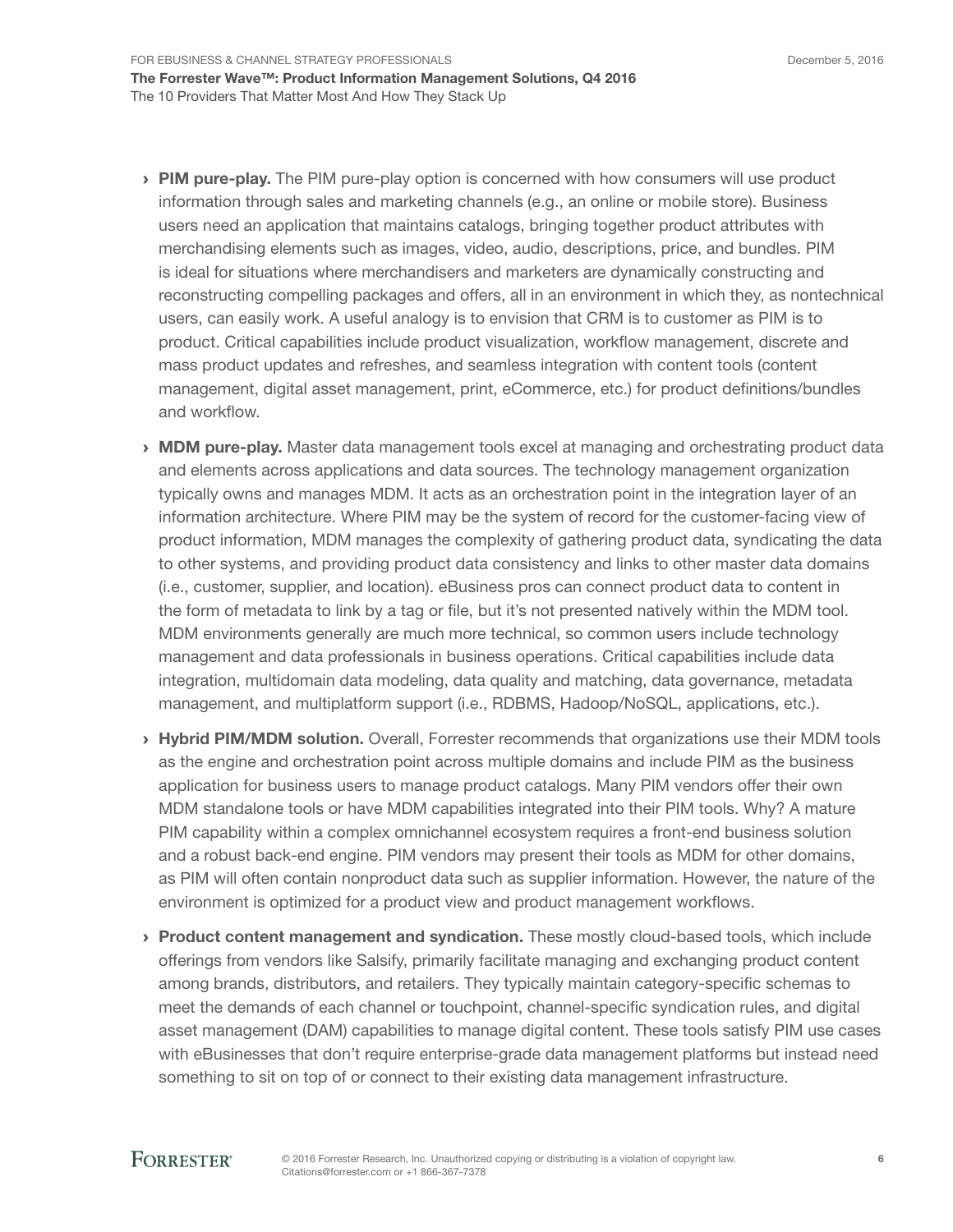- **PIM pure-play.** The PIM pure-play option is concerned with how consumers will use product information through sales and marketing channels (e.g., an online or mobile store). Business users need an application that maintains catalogs, bringing together product attributes with merchandising elements such as images, video, audio, descriptions, price, and bundles. PIM is ideal for situations where merchandisers and marketers are dynamically constructing and reconstructing compelling packages and offers, all in an environment in which they, as nontechnical users, can easily work. A useful analogy is to envision that CRM is to customer as PIM is to product. Critical capabilities include product visualization, workflow management, discrete and mass product updates and refreshes, and seamless integration with content tools (content management, digital asset management, print, eCommerce, etc.) for product definitions/bundles and workflow.

- **MDM pure-play.** Master data management tools excel at managing and orchestrating product data and elements across applications and data sources. The technology management organization typically owns and manages MDM. It acts as an orchestration point in the integration layer of an information architecture. Where PIM may be the system of record for the customer-facing view of product information, MDM manages the complexity of gathering product data, syndicating the data to other systems, and providing product data consistency and links to other master data domains (i.e., customer, supplier, and location). eBusiness pros can connect product data to content in the form of metadata to link by a tag or file, but it's not presented natively within the MDM tool. MDM environments generally are much more technical, so common users include technology management and data professionals in business operations. Critical capabilities include data integration, multidomain data modeling, data quality and matching, data governance, metadata management, and multiplatform support (i.e., RDBMS, Hadoop/NoSQL, applications, etc.).

- **Hybrid PIM/MDM solution.** Overall, Forrester recommends that organizations use their MDM tools as the engine and orchestration point across multiple domains and include PIM as the business application for business users to manage product catalogs. Many PIM vendors offer their own MDM standalone tools or have MDM capabilities integrated into their PIM tools. Why? A mature PIM capability within a complex omnichannel ecosystem requires a front-end business solution and a robust back-end engine. PIM vendors may present their tools as MDM for other domains, as PIM will often contain nonproduct data such as supplier information. However, the nature of the environment is optimized for a product view and product management workflows.

- **Product content management and syndication.** These mostly cloud-based tools, which include offerings from vendors like Salsify, primarily facilitate managing and exchanging product content among brands, distributors, and retailers. They typically maintain category-specific schemas to meet the demands of each channel or touchpoint, channel-specific syndication rules, and digital asset management (DAM) capabilities to manage digital content. These tools satisfy PIM use cases with eBusinesses that don't require enterprise-grade data management platforms but instead need something to sit on top of or connect to their existing data management infrastructure.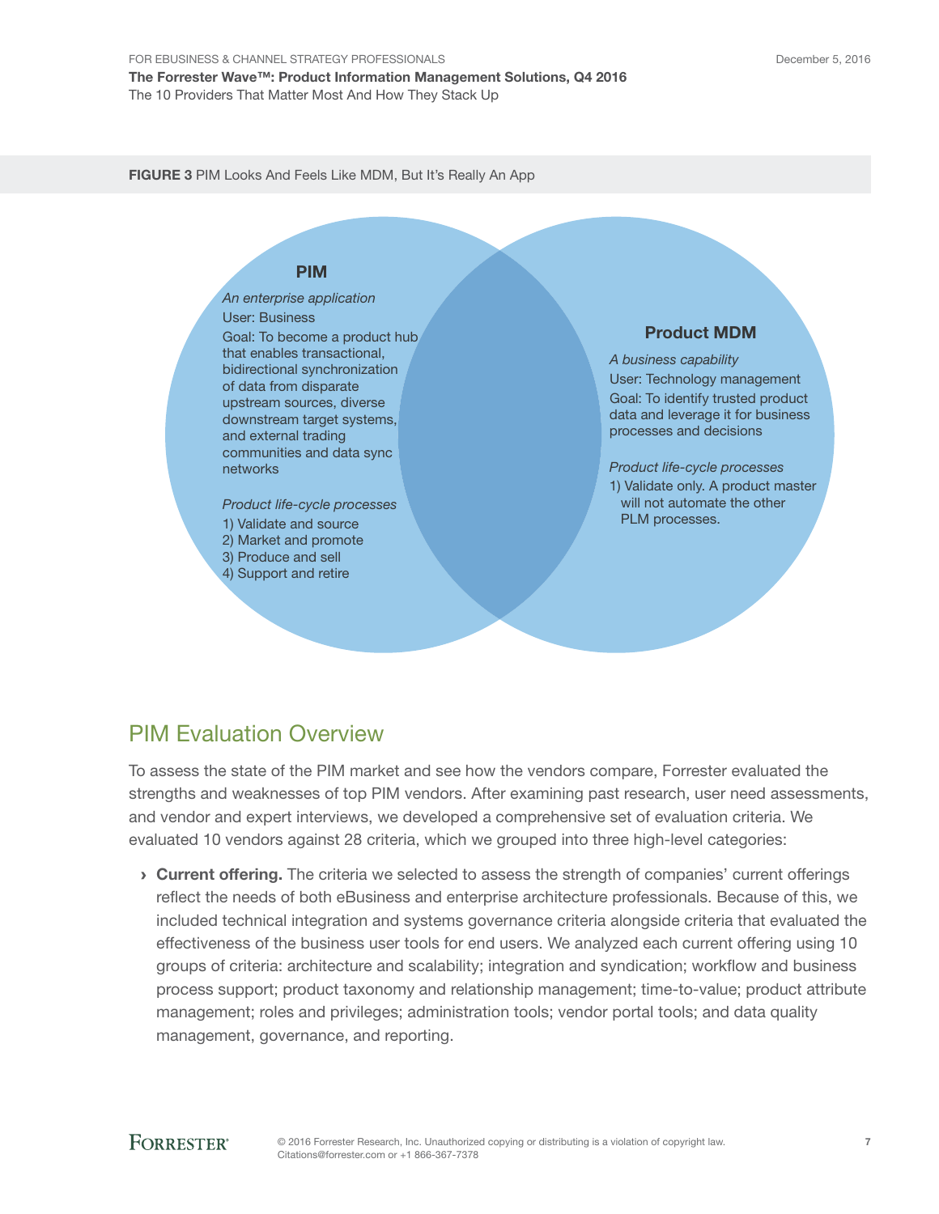**FIGURE 3** PIM Looks And Feels Like MDM, But It's Really An App

**PIM**

*An enterprise application*

User: Business

Goal: To become a product hub that enables transactional, bidirectional synchronization of data from disparate upstream sources, diverse downstream target systems, and external trading communities and data sync networks

*Product life-cycle processes*

1) Validate and source
2) Market and promote
3) Produce and sell
4) Support and retire

**Product MDM**

*A business capability*

User: Technology management

Goal: To identify trusted product data and leverage it for business processes and decisions

*Product life-cycle processes*

1) Validate only. A product master will not automate the other PLM processes.

## PIM Evaluation Overview

To assess the state of the PIM market and see how the vendors compare, Forrester evaluated the strengths and weaknesses of top PIM vendors. After examining past research, user need assessments, and vendor and expert interviews, we developed a comprehensive set of evaluation criteria. We evaluated 10 vendors against 28 criteria, which we grouped into three high-level categories:

- **Current offering.** The criteria we selected to assess the strength of companies' current offerings reflect the needs of both eBusiness and enterprise architecture professionals. Because of this, we included technical integration and systems governance criteria alongside criteria that evaluated the effectiveness of the business user tools for end users. We analyzed each current offering using 10 groups of criteria: architecture and scalability; integration and syndication; workflow and business process support; product taxonomy and relationship management; time-to-value; product attribute management; roles and privileges; administration tools; vendor portal tools; and data quality management, governance, and reporting.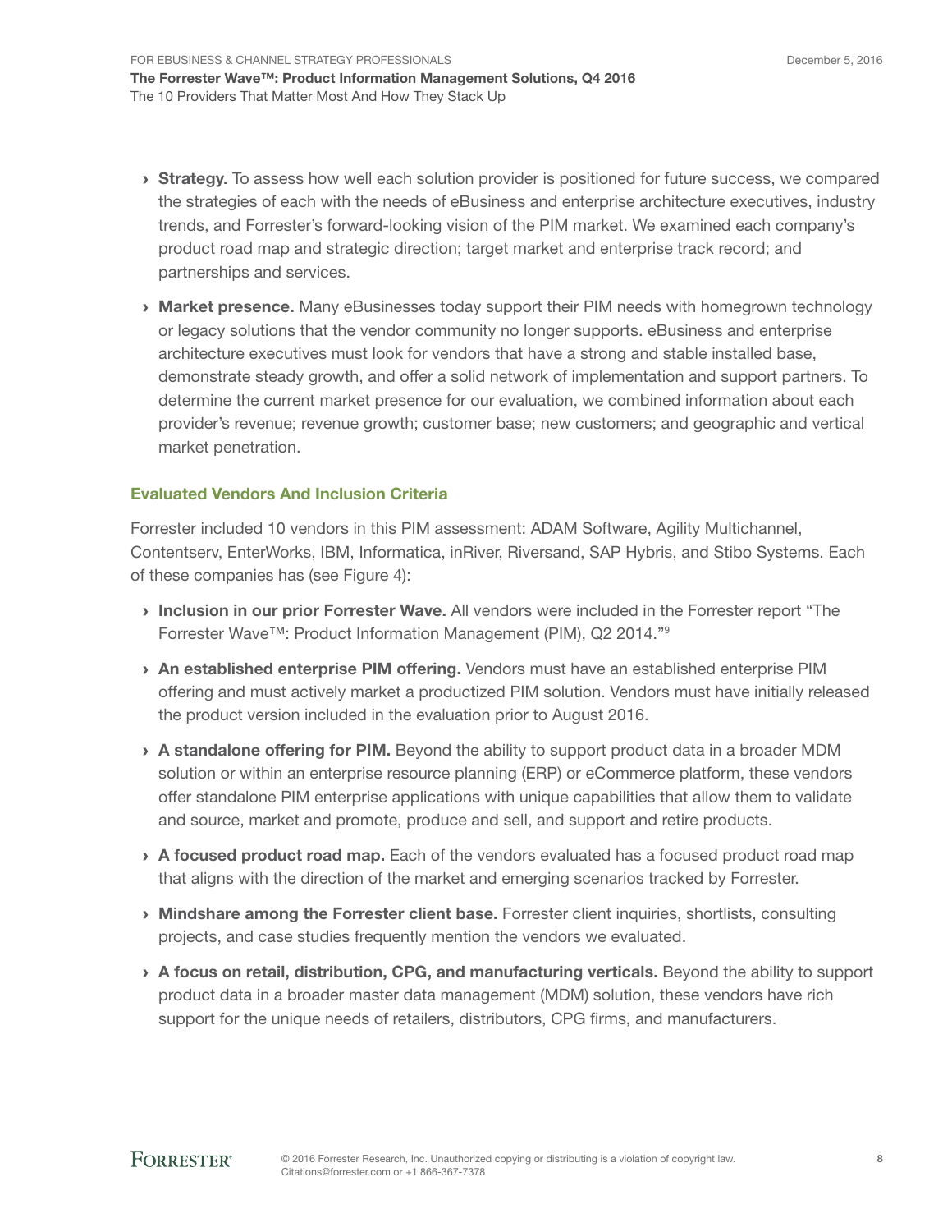- **Strategy.** To assess how well each solution provider is positioned for future success, we compared the strategies of each with the needs of eBusiness and enterprise architecture executives, industry trends, and Forrester's forward-looking vision of the PIM market. We examined each company's product road map and strategic direction; target market and enterprise track record; and partnerships and services.
- **Market presence.** Many eBusinesses today support their PIM needs with homegrown technology or legacy solutions that the vendor community no longer supports. eBusiness and enterprise architecture executives must look for vendors that have a strong and stable installed base, demonstrate steady growth, and offer a solid network of implementation and support partners. To determine the current market presence for our evaluation, we combined information about each provider's revenue; revenue growth; customer base; new customers; and geographic and vertical market penetration.

### Evaluated Vendors And Inclusion Criteria

Forrester included 10 vendors in this PIM assessment: ADAM Software, Agility Multichannel, Contentserv, EnterWorks, IBM, Informatica, inRiver, Riversand, SAP Hybris, and Stibo Systems. Each of these companies has (see Figure 4):

- **Inclusion in our prior Forrester Wave.** All vendors were included in the Forrester report "The Forrester Wave™: Product Information Management (PIM), Q2 2014."[9]
- **An established enterprise PIM offering.** Vendors must have an established enterprise PIM offering and must actively market a productized PIM solution. Vendors must have initially released the product version included in the evaluation prior to August 2016.
- **A standalone offering for PIM.** Beyond the ability to support product data in a broader MDM solution or within an enterprise resource planning (ERP) or eCommerce platform, these vendors offer standalone PIM enterprise applications with unique capabilities that allow them to validate and source, market and promote, produce and sell, and support and retire products.
- **A focused product road map.** Each of the vendors evaluated has a focused product road map that aligns with the direction of the market and emerging scenarios tracked by Forrester.
- **Mindshare among the Forrester client base.** Forrester client inquiries, shortlists, consulting projects, and case studies frequently mention the vendors we evaluated.
- **A focus on retail, distribution, CPG, and manufacturing verticals.** Beyond the ability to support product data in a broader master data management (MDM) solution, these vendors have rich support for the unique needs of retailers, distributors, CPG firms, and manufacturers.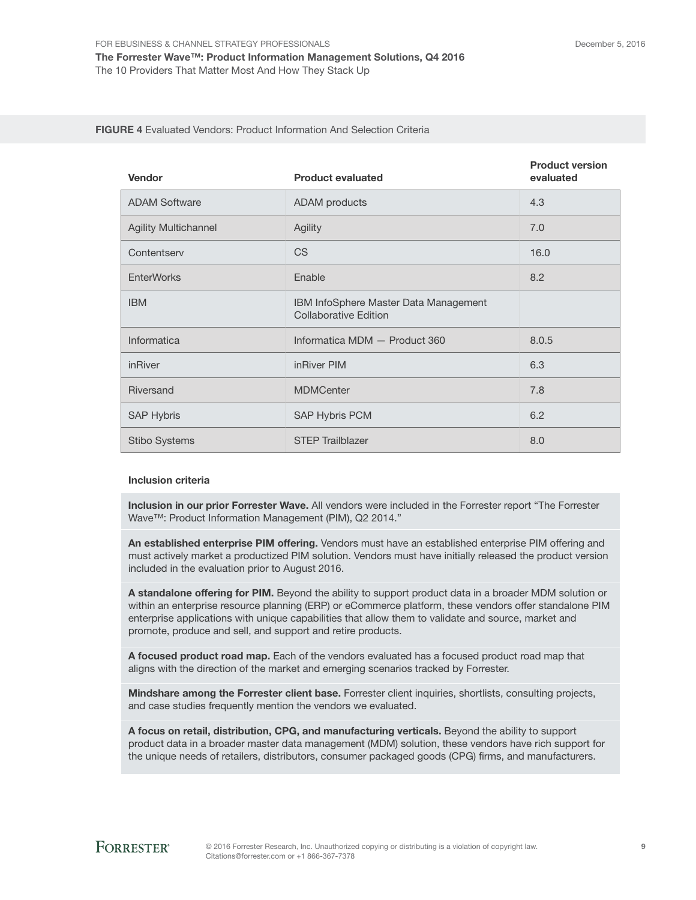**FIGURE 4** Evaluated Vendors: Product Information And Selection Criteria

| Vendor | Product evaluated | Product version evaluated |
|---|---|---|
| ADAM Software | ADAM products | 4.3 |
| Agility Multichannel | Agility | 7.0 |
| Contentserv | CS | 16.0 |
| EnterWorks | Enable | 8.2 |
| IBM | IBM InfoSphere Master Data Management Collaborative Edition | |
| Informatica | Informatica MDM — Product 360 | 8.0.5 |
| inRiver | inRiver PIM | 6.3 |
| Riversand | MDMCenter | 7.8 |
| SAP Hybris | SAP Hybris PCM | 6.2 |
| Stibo Systems | STEP Trailblazer | 8.0 |

**Inclusion criteria**

**Inclusion in our prior Forrester Wave.** All vendors were included in the Forrester report "The Forrester Wave™: Product Information Management (PIM), Q2 2014."

**An established enterprise PIM offering.** Vendors must have an established enterprise PIM offering and must actively market a productized PIM solution. Vendors must have initially released the product version included in the evaluation prior to August 2016.

**A standalone offering for PIM.** Beyond the ability to support product data in a broader MDM solution or within an enterprise resource planning (ERP) or eCommerce platform, these vendors offer standalone PIM enterprise applications with unique capabilities that allow them to validate and source, market and promote, produce and sell, and support and retire products.

**A focused product road map.** Each of the vendors evaluated has a focused product road map that aligns with the direction of the market and emerging scenarios tracked by Forrester.

**Mindshare among the Forrester client base.** Forrester client inquiries, shortlists, consulting projects, and case studies frequently mention the vendors we evaluated.

**A focus on retail, distribution, CPG, and manufacturing verticals.** Beyond the ability to support product data in a broader master data management (MDM) solution, these vendors have rich support for the unique needs of retailers, distributors, consumer packaged goods (CPG) firms, and manufacturers.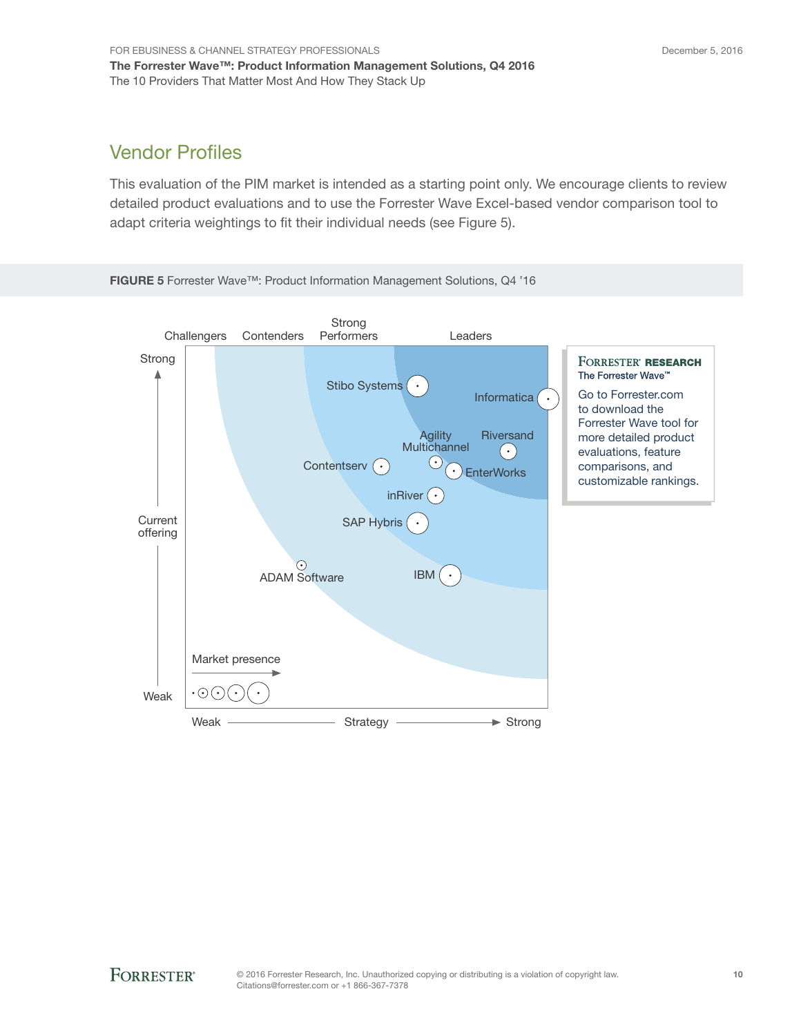## Vendor Profiles

This evaluation of the PIM market is intended as a starting point only. We encourage clients to review detailed product evaluations and to use the Forrester Wave Excel-based vendor comparison tool to adapt criteria weightings to fit their individual needs (see Figure 5).

**FIGURE 5** Forrester Wave™: Product Information Management Solutions, Q4 '16

Challengers | Contenders | Strong Performers | Leaders

Strong

Current offering

Weak

Stibo Systems

Informatica

Agility Multichannel

Riversand

Contentserv

EnterWorks

inRiver

SAP Hybris

ADAM Software

IBM

Market presence

Weak — Strategy — Strong

FORRESTER® RESEARCH
The Forrester Wave™

Go to Forrester.com to download the Forrester Wave tool for more detailed product evaluations, feature comparisons, and customizable rankings.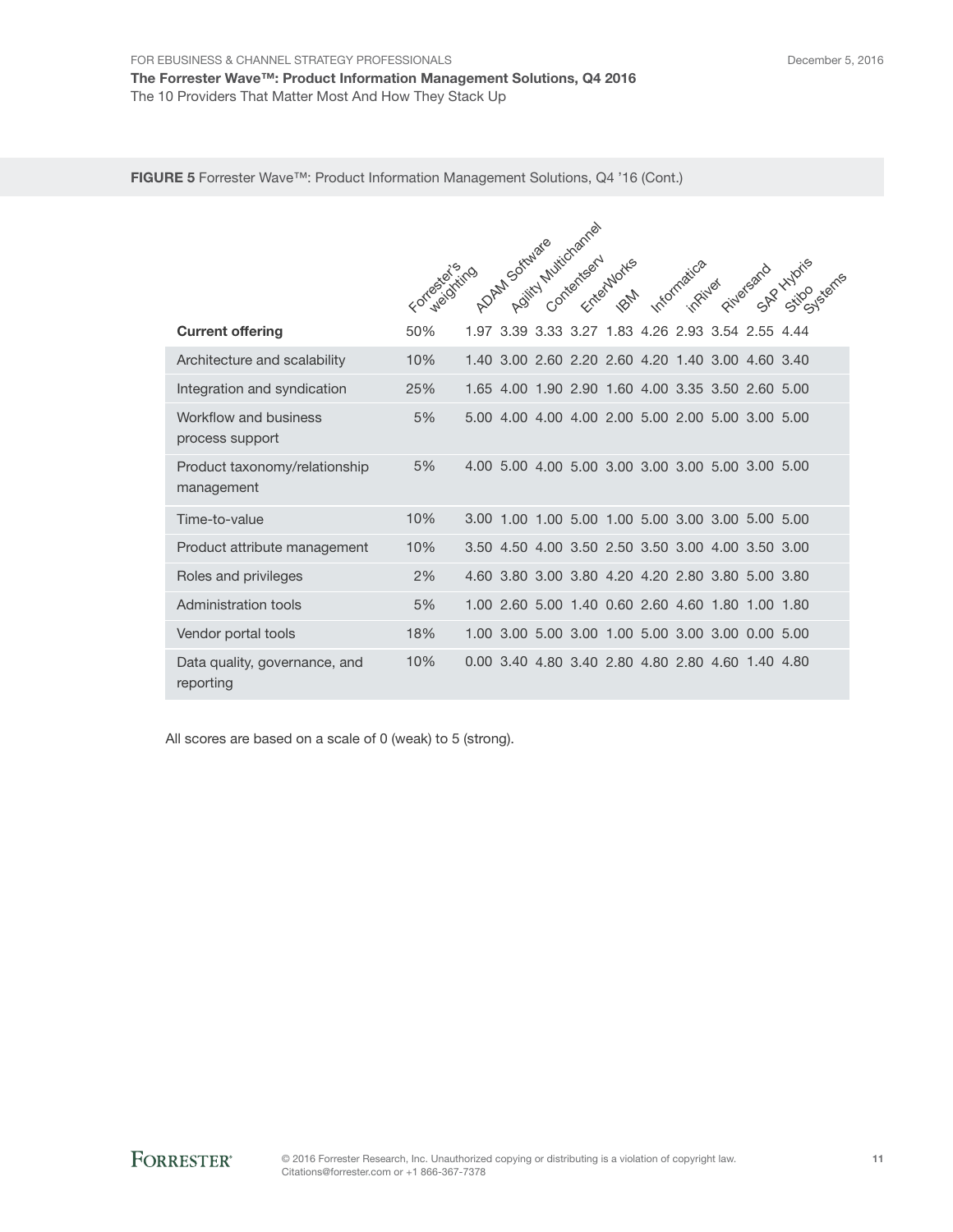**FIGURE 5** Forrester Wave™: Product Information Management Solutions, Q4 '16 (Cont.)

| | Forrester's weighting | ADAM Software | Agility Multichannel | Contentserv | EnterWorks | IBM | Informatica | inRiver | Riversand | SAP Hybris | Stibo Systems |
|---|---|---|---|---|---|---|---|---|---|---|---|
| **Current offering** | 50% | 1.97 | 3.39 | 3.33 | 3.27 | 1.83 | 4.26 | 2.93 | 3.54 | 2.55 | 4.44 |
| Architecture and scalability | 10% | 1.40 | 3.00 | 2.60 | 2.20 | 2.60 | 4.20 | 1.40 | 3.00 | 4.60 | 3.40 |
| Integration and syndication | 25% | 1.65 | 4.00 | 1.90 | 2.90 | 1.60 | 4.00 | 3.35 | 3.50 | 2.60 | 5.00 |
| Workflow and business process support | 5% | 5.00 | 4.00 | 4.00 | 4.00 | 2.00 | 5.00 | 2.00 | 5.00 | 3.00 | 5.00 |
| Product taxonomy/relationship management | 5% | 4.00 | 5.00 | 4.00 | 5.00 | 3.00 | 3.00 | 3.00 | 5.00 | 3.00 | 5.00 |
| Time-to-value | 10% | 3.00 | 1.00 | 1.00 | 5.00 | 1.00 | 5.00 | 3.00 | 3.00 | 5.00 | 5.00 |
| Product attribute management | 10% | 3.50 | 4.50 | 4.00 | 3.50 | 2.50 | 3.50 | 3.00 | 4.00 | 3.50 | 3.00 |
| Roles and privileges | 2% | 4.60 | 3.80 | 3.00 | 3.80 | 4.20 | 4.20 | 2.80 | 3.80 | 5.00 | 3.80 |
| Administration tools | 5% | 1.00 | 2.60 | 5.00 | 1.40 | 0.60 | 2.60 | 4.60 | 1.80 | 1.00 | 1.80 |
| Vendor portal tools | 18% | 1.00 | 3.00 | 5.00 | 3.00 | 1.00 | 5.00 | 3.00 | 3.00 | 0.00 | 5.00 |
| Data quality, governance, and reporting | 10% | 0.00 | 3.40 | 4.80 | 3.40 | 2.80 | 4.80 | 2.80 | 4.60 | 1.40 | 4.80 |

All scores are based on a scale of 0 (weak) to 5 (strong).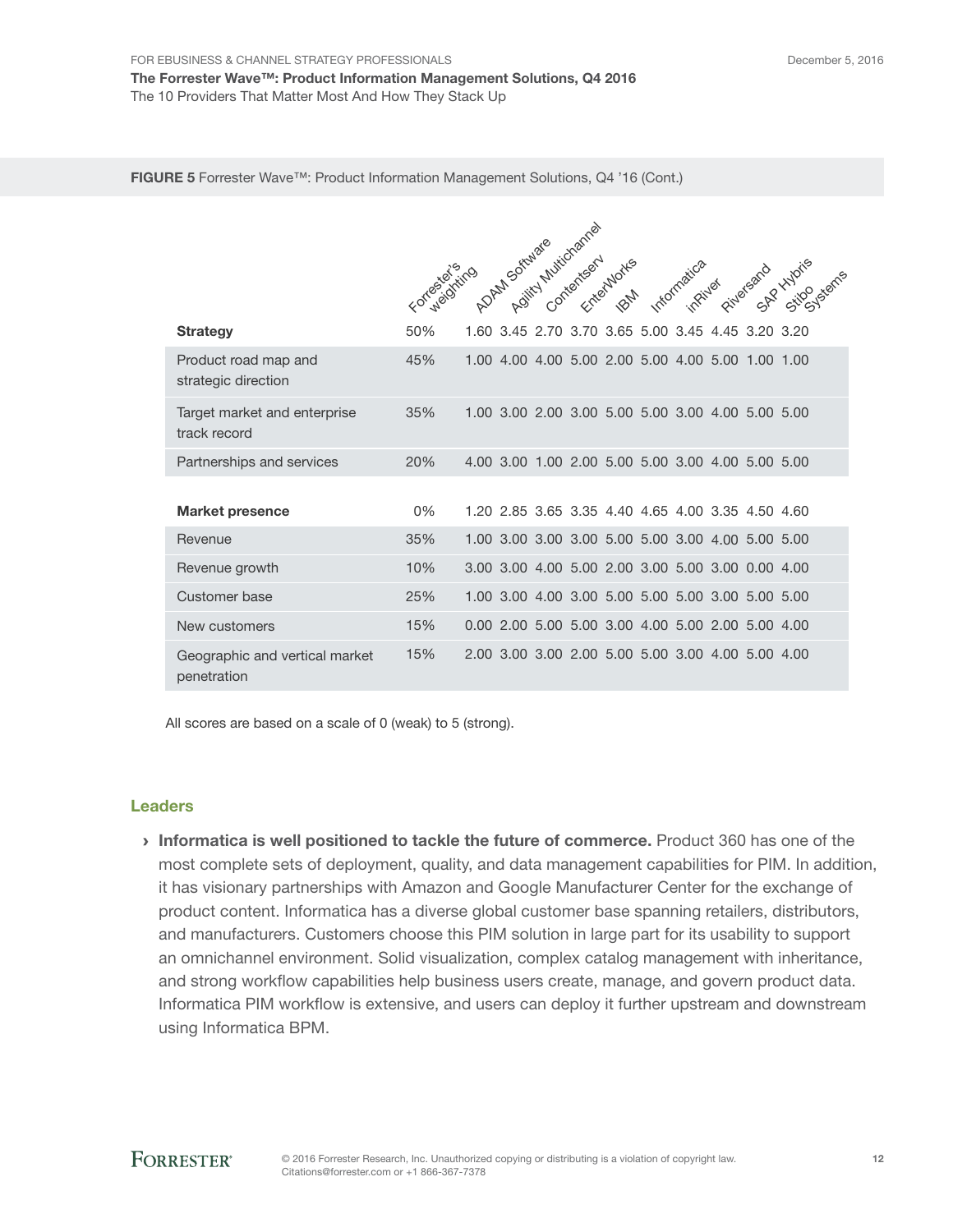**FIGURE 5** Forrester Wave™: Product Information Management Solutions, Q4 '16 (Cont.)

| | Forrester's weighting | ADAM Software | Agility Multichannel | Contentserv | EnterWorks | IBM | Informatica | inRiver | Riversand | SAP Hybris | Stibo Systems |
|---|---|---|---|---|---|---|---|---|---|---|---|
| **Strategy** | 50% | 1.60 | 3.45 | 2.70 | 3.70 | 3.65 | 5.00 | 3.45 | 4.45 | 3.20 | 3.20 |
| Product road map and strategic direction | 45% | 1.00 | 4.00 | 4.00 | 5.00 | 2.00 | 5.00 | 4.00 | 5.00 | 1.00 | 1.00 |
| Target market and enterprise track record | 35% | 1.00 | 3.00 | 2.00 | 3.00 | 5.00 | 5.00 | 3.00 | 4.00 | 5.00 | 5.00 |
| Partnerships and services | 20% | 4.00 | 3.00 | 1.00 | 2.00 | 5.00 | 5.00 | 3.00 | 4.00 | 5.00 | 5.00 |
| | | | | | | | | | | | |
| **Market presence** | 0% | 1.20 | 2.85 | 3.65 | 3.35 | 4.40 | 4.65 | 4.00 | 3.35 | 4.50 | 4.60 |
| Revenue | 35% | 1.00 | 3.00 | 3.00 | 3.00 | 5.00 | 5.00 | 3.00 | 4.00 | 5.00 | 5.00 |
| Revenue growth | 10% | 3.00 | 3.00 | 4.00 | 5.00 | 2.00 | 3.00 | 5.00 | 3.00 | 0.00 | 4.00 |
| Customer base | 25% | 1.00 | 3.00 | 4.00 | 3.00 | 5.00 | 5.00 | 5.00 | 3.00 | 5.00 | 5.00 |
| New customers | 15% | 0.00 | 2.00 | 5.00 | 5.00 | 3.00 | 4.00 | 5.00 | 2.00 | 5.00 | 4.00 |
| Geographic and vertical market penetration | 15% | 2.00 | 3.00 | 3.00 | 2.00 | 5.00 | 5.00 | 3.00 | 4.00 | 5.00 | 4.00 |

All scores are based on a scale of 0 (weak) to 5 (strong).

### Leaders

› **Informatica is well positioned to tackle the future of commerce.** Product 360 has one of the most complete sets of deployment, quality, and data management capabilities for PIM. In addition, it has visionary partnerships with Amazon and Google Manufacturer Center for the exchange of product content. Informatica has a diverse global customer base spanning retailers, distributors, and manufacturers. Customers choose this PIM solution in large part for its usability to support an omnichannel environment. Solid visualization, complex catalog management with inheritance, and strong workflow capabilities help business users create, manage, and govern product data. Informatica PIM workflow is extensive, and users can deploy it further upstream and downstream using Informatica BPM.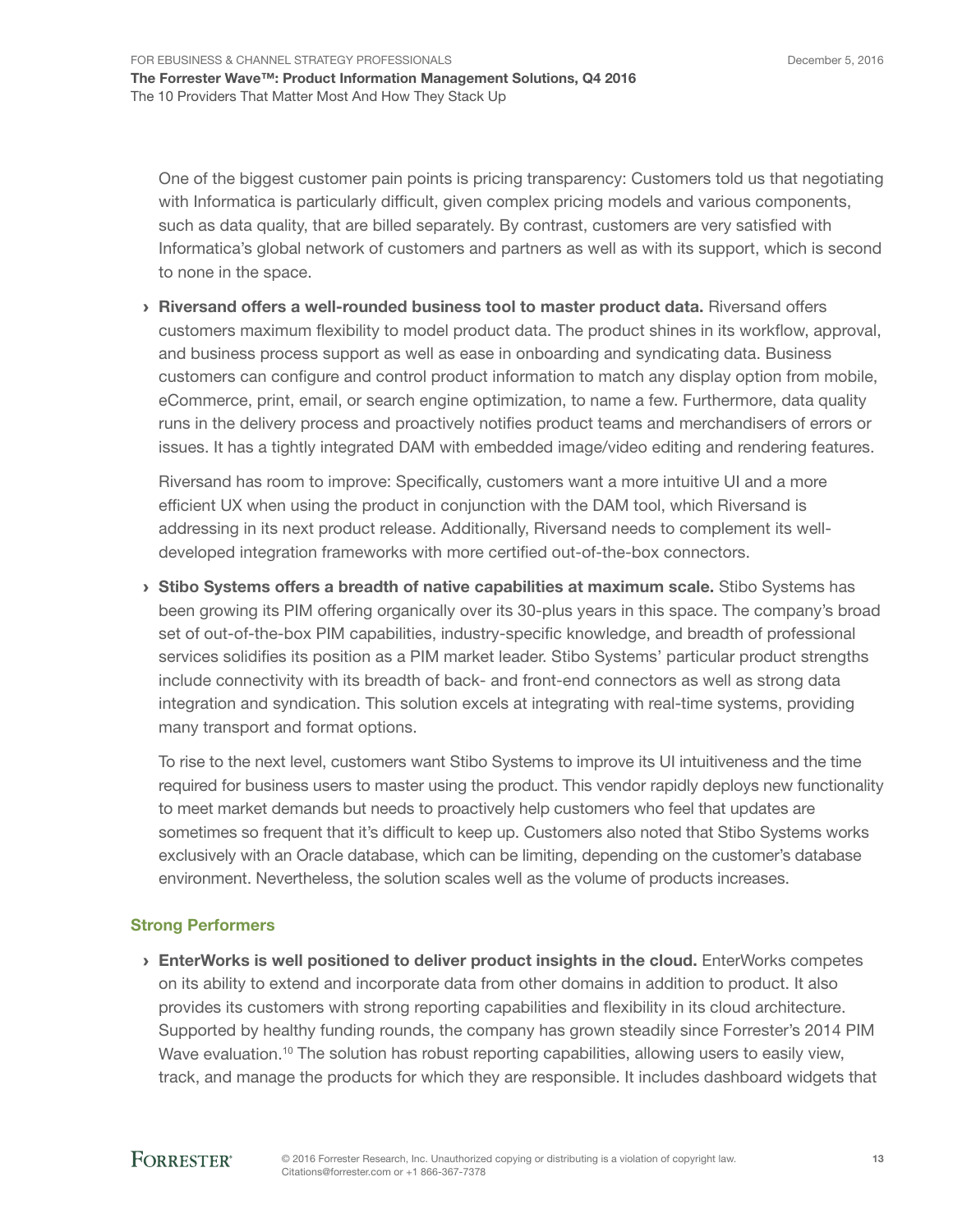One of the biggest customer pain points is pricing transparency: Customers told us that negotiating with Informatica is particularly difficult, given complex pricing models and various components, such as data quality, that are billed separately. By contrast, customers are very satisfied with Informatica's global network of customers and partners as well as with its support, which is second to none in the space.

- **Riversand offers a well-rounded business tool to master product data.** Riversand offers customers maximum flexibility to model product data. The product shines in its workflow, approval, and business process support as well as ease in onboarding and syndicating data. Business customers can configure and control product information to match any display option from mobile, eCommerce, print, email, or search engine optimization, to name a few. Furthermore, data quality runs in the delivery process and proactively notifies product teams and merchandisers of errors or issues. It has a tightly integrated DAM with embedded image/video editing and rendering features.

  Riversand has room to improve: Specifically, customers want a more intuitive UI and a more efficient UX when using the product in conjunction with the DAM tool, which Riversand is addressing in its next product release. Additionally, Riversand needs to complement its well-developed integration frameworks with more certified out-of-the-box connectors.

- **Stibo Systems offers a breadth of native capabilities at maximum scale.** Stibo Systems has been growing its PIM offering organically over its 30-plus years in this space. The company's broad set of out-of-the-box PIM capabilities, industry-specific knowledge, and breadth of professional services solidifies its position as a PIM market leader. Stibo Systems' particular product strengths include connectivity with its breadth of back- and front-end connectors as well as strong data integration and syndication. This solution excels at integrating with real-time systems, providing many transport and format options.

  To rise to the next level, customers want Stibo Systems to improve its UI intuitiveness and the time required for business users to master using the product. This vendor rapidly deploys new functionality to meet market demands but needs to proactively help customers who feel that updates are sometimes so frequent that it's difficult to keep up. Customers also noted that Stibo Systems works exclusively with an Oracle database, which can be limiting, depending on the customer's database environment. Nevertheless, the solution scales well as the volume of products increases.

### Strong Performers

- **EnterWorks is well positioned to deliver product insights in the cloud.** EnterWorks competes on its ability to extend and incorporate data from other domains in addition to product. It also provides its customers with strong reporting capabilities and flexibility in its cloud architecture. Supported by healthy funding rounds, the company has grown steadily since Forrester's 2014 PIM Wave evaluation.[10] The solution has robust reporting capabilities, allowing users to easily view, track, and manage the products for which they are responsible. It includes dashboard widgets that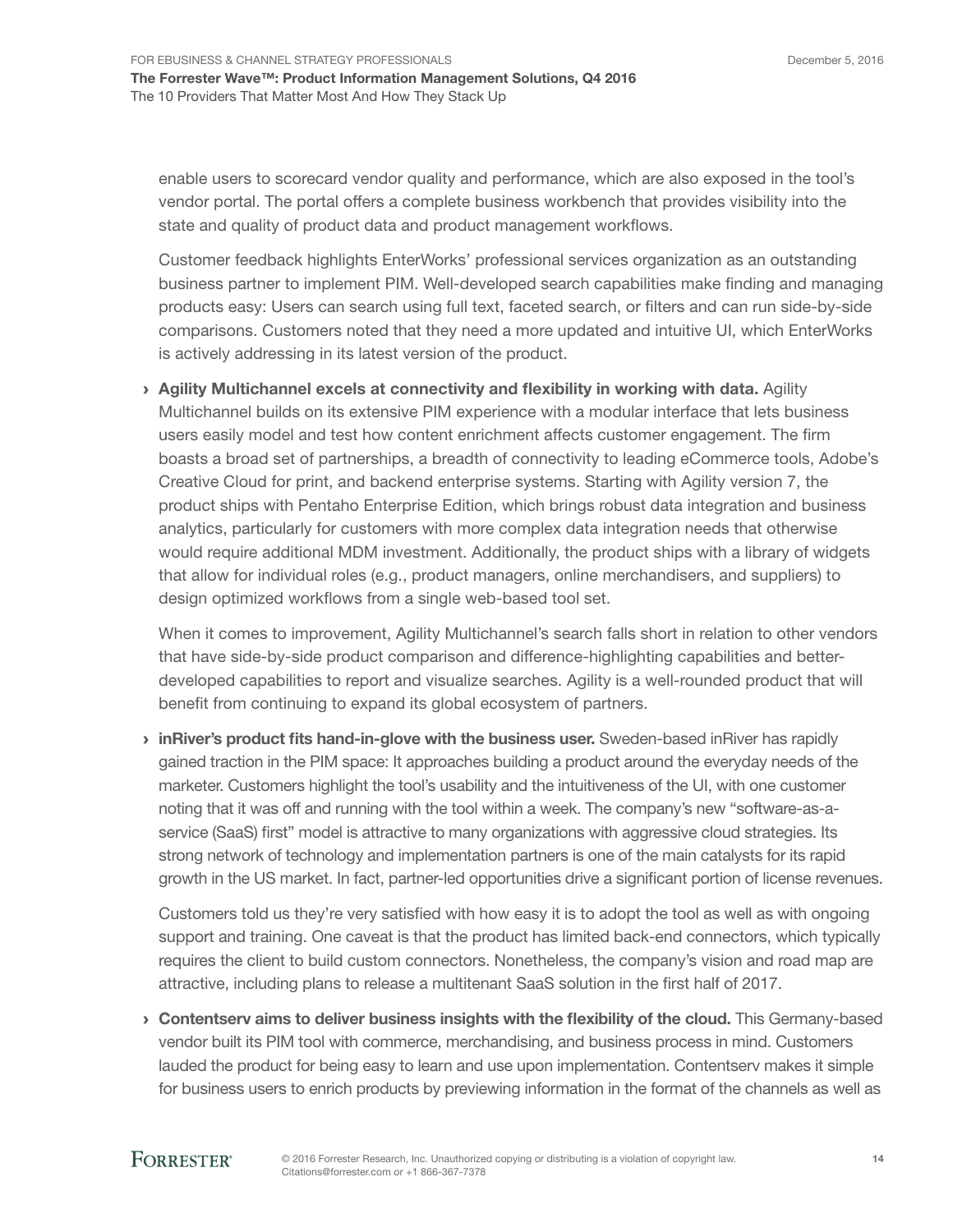enable users to scorecard vendor quality and performance, which are also exposed in the tool's vendor portal. The portal offers a complete business workbench that provides visibility into the state and quality of product data and product management workflows.

Customer feedback highlights EnterWorks' professional services organization as an outstanding business partner to implement PIM. Well-developed search capabilities make finding and managing products easy: Users can search using full text, faceted search, or filters and can run side-by-side comparisons. Customers noted that they need a more updated and intuitive UI, which EnterWorks is actively addressing in its latest version of the product.

› **Agility Multichannel excels at connectivity and flexibility in working with data.** Agility Multichannel builds on its extensive PIM experience with a modular interface that lets business users easily model and test how content enrichment affects customer engagement. The firm boasts a broad set of partnerships, a breadth of connectivity to leading eCommerce tools, Adobe's Creative Cloud for print, and backend enterprise systems. Starting with Agility version 7, the product ships with Pentaho Enterprise Edition, which brings robust data integration and business analytics, particularly for customers with more complex data integration needs that otherwise would require additional MDM investment. Additionally, the product ships with a library of widgets that allow for individual roles (e.g., product managers, online merchandisers, and suppliers) to design optimized workflows from a single web-based tool set.

  When it comes to improvement, Agility Multichannel's search falls short in relation to other vendors that have side-by-side product comparison and difference-highlighting capabilities and better-developed capabilities to report and visualize searches. Agility is a well-rounded product that will benefit from continuing to expand its global ecosystem of partners.

› **inRiver's product fits hand-in-glove with the business user.** Sweden-based inRiver has rapidly gained traction in the PIM space: It approaches building a product around the everyday needs of the marketer. Customers highlight the tool's usability and the intuitiveness of the UI, with one customer noting that it was off and running with the tool within a week. The company's new "software-as-a-service (SaaS) first" model is attractive to many organizations with aggressive cloud strategies. Its strong network of technology and implementation partners is one of the main catalysts for its rapid growth in the US market. In fact, partner-led opportunities drive a significant portion of license revenues.

  Customers told us they're very satisfied with how easy it is to adopt the tool as well as with ongoing support and training. One caveat is that the product has limited back-end connectors, which typically requires the client to build custom connectors. Nonetheless, the company's vision and road map are attractive, including plans to release a multitenant SaaS solution in the first half of 2017.

› **Contentserv aims to deliver business insights with the flexibility of the cloud.** This Germany-based vendor built its PIM tool with commerce, merchandising, and business process in mind. Customers lauded the product for being easy to learn and use upon implementation. Contentserv makes it simple for business users to enrich products by previewing information in the format of the channels as well as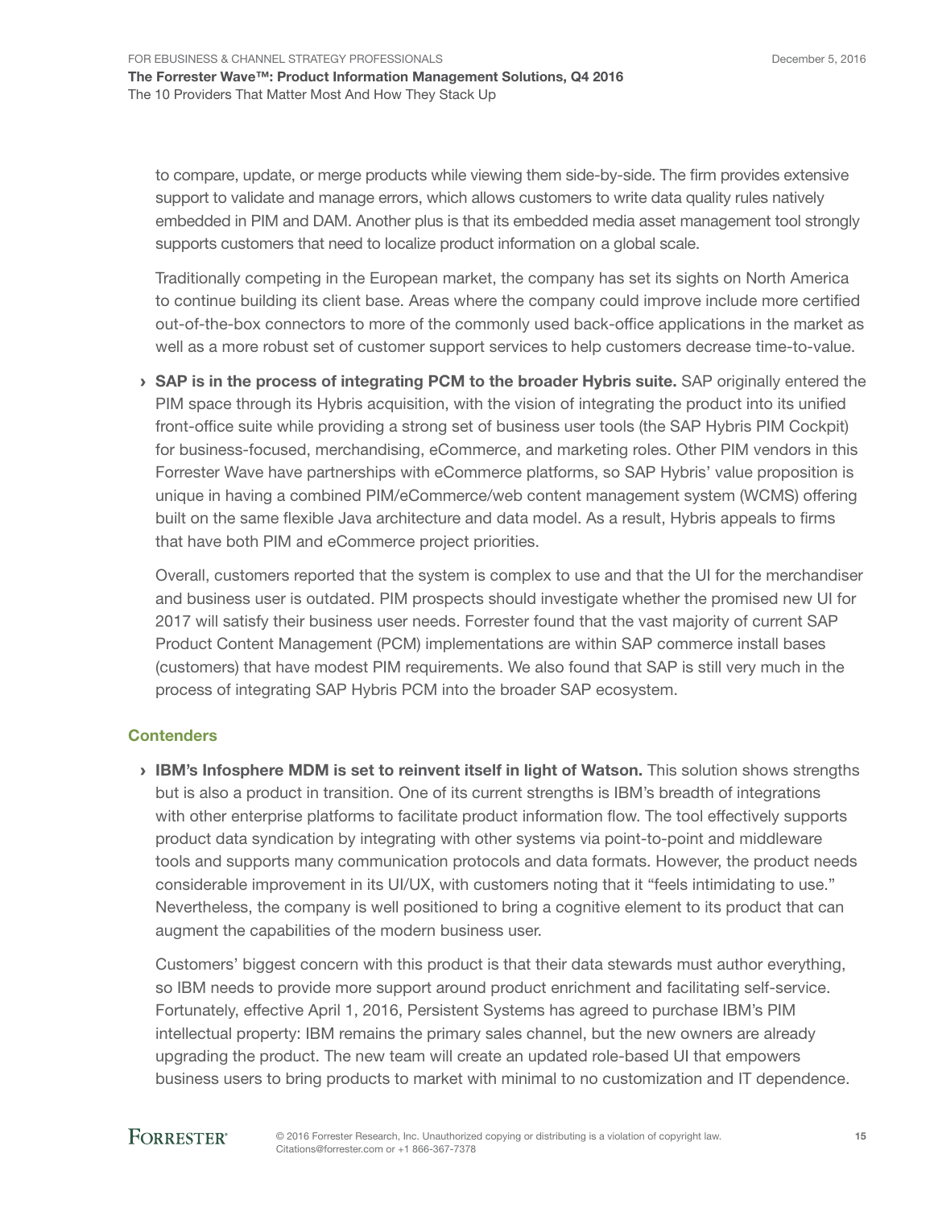to compare, update, or merge products while viewing them side-by-side. The firm provides extensive support to validate and manage errors, which allows customers to write data quality rules natively embedded in PIM and DAM. Another plus is that its embedded media asset management tool strongly supports customers that need to localize product information on a global scale.

Traditionally competing in the European market, the company has set its sights on North America to continue building its client base. Areas where the company could improve include more certified out-of-the-box connectors to more of the commonly used back-office applications in the market as well as a more robust set of customer support services to help customers decrease time-to-value.

› **SAP is in the process of integrating PCM to the broader Hybris suite.** SAP originally entered the PIM space through its Hybris acquisition, with the vision of integrating the product into its unified front-office suite while providing a strong set of business user tools (the SAP Hybris PIM Cockpit) for business-focused, merchandising, eCommerce, and marketing roles. Other PIM vendors in this Forrester Wave have partnerships with eCommerce platforms, so SAP Hybris' value proposition is unique in having a combined PIM/eCommerce/web content management system (WCMS) offering built on the same flexible Java architecture and data model. As a result, Hybris appeals to firms that have both PIM and eCommerce project priorities.

Overall, customers reported that the system is complex to use and that the UI for the merchandiser and business user is outdated. PIM prospects should investigate whether the promised new UI for 2017 will satisfy their business user needs. Forrester found that the vast majority of current SAP Product Content Management (PCM) implementations are within SAP commerce install bases (customers) that have modest PIM requirements. We also found that SAP is still very much in the process of integrating SAP Hybris PCM into the broader SAP ecosystem.

### Contenders

› **IBM's Infosphere MDM is set to reinvent itself in light of Watson.** This solution shows strengths but is also a product in transition. One of its current strengths is IBM's breadth of integrations with other enterprise platforms to facilitate product information flow. The tool effectively supports product data syndication by integrating with other systems via point-to-point and middleware tools and supports many communication protocols and data formats. However, the product needs considerable improvement in its UI/UX, with customers noting that it "feels intimidating to use." Nevertheless, the company is well positioned to bring a cognitive element to its product that can augment the capabilities of the modern business user.

Customers' biggest concern with this product is that their data stewards must author everything, so IBM needs to provide more support around product enrichment and facilitating self-service. Fortunately, effective April 1, 2016, Persistent Systems has agreed to purchase IBM's PIM intellectual property: IBM remains the primary sales channel, but the new owners are already upgrading the product. The new team will create an updated role-based UI that empowers business users to bring products to market with minimal to no customization and IT dependence.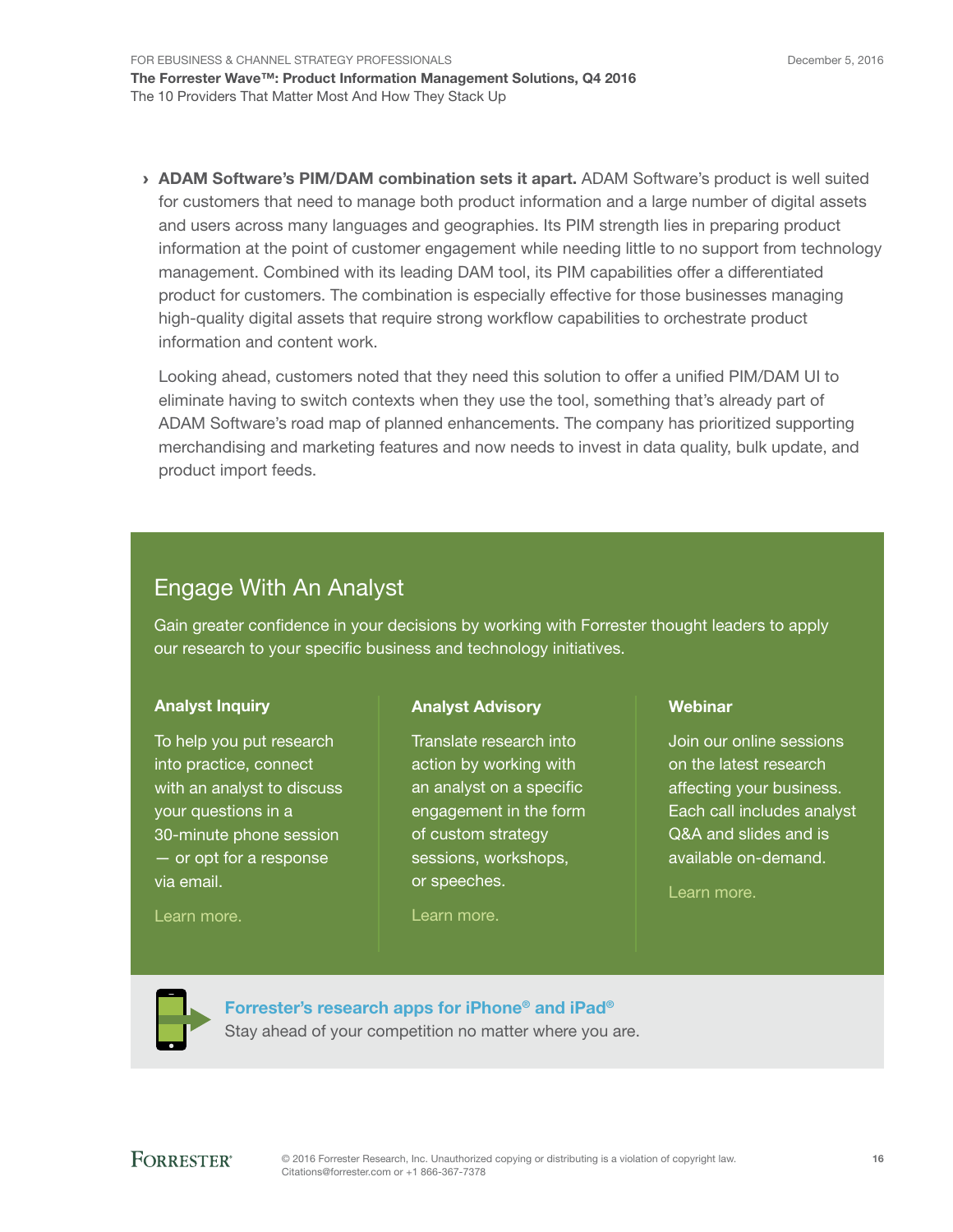- **ADAM Software's PIM/DAM combination sets it apart.** ADAM Software's product is well suited for customers that need to manage both product information and a large number of digital assets and users across many languages and geographies. Its PIM strength lies in preparing product information at the point of customer engagement while needing little to no support from technology management. Combined with its leading DAM tool, its PIM capabilities offer a differentiated product for customers. The combination is especially effective for those businesses managing high-quality digital assets that require strong workflow capabilities to orchestrate product information and content work.

  Looking ahead, customers noted that they need this solution to offer a unified PIM/DAM UI to eliminate having to switch contexts when they use the tool, something that's already part of ADAM Software's road map of planned enhancements. The company has prioritized supporting merchandising and marketing features and now needs to invest in data quality, bulk update, and product import feeds.

## Engage With An Analyst

Gain greater confidence in your decisions by working with Forrester thought leaders to apply our research to your specific business and technology initiatives.

### Analyst Inquiry

To help you put research into practice, connect with an analyst to discuss your questions in a 30-minute phone session — or opt for a response via email.

Learn more.

### Analyst Advisory

Translate research into action by working with an analyst on a specific engagement in the form of custom strategy sessions, workshops, or speeches.

Learn more.

### Webinar

Join our online sessions on the latest research affecting your business. Each call includes analyst Q&A and slides and is available on-demand.

Learn more.

**Forrester's research apps for iPhone® and iPad®**

Stay ahead of your competition no matter where you are.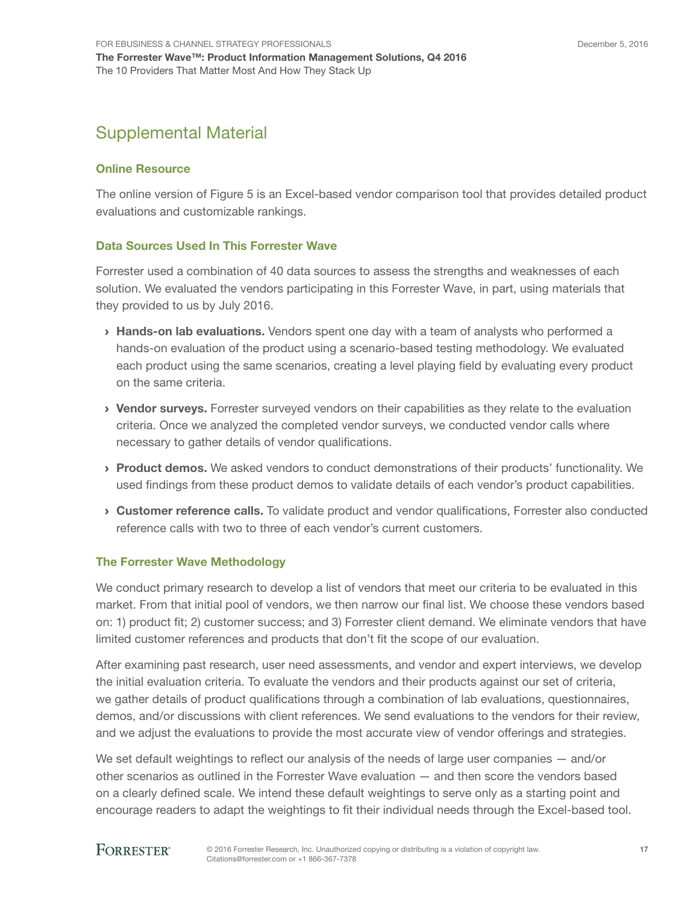## Supplemental Material

### Online Resource

The online version of Figure 5 is an Excel-based vendor comparison tool that provides detailed product evaluations and customizable rankings.

### Data Sources Used In This Forrester Wave

Forrester used a combination of 40 data sources to assess the strengths and weaknesses of each solution. We evaluated the vendors participating in this Forrester Wave, in part, using materials that they provided to us by July 2016.

› **Hands-on lab evaluations.** Vendors spent one day with a team of analysts who performed a hands-on evaluation of the product using a scenario-based testing methodology. We evaluated each product using the same scenarios, creating a level playing field by evaluating every product on the same criteria.

› **Vendor surveys.** Forrester surveyed vendors on their capabilities as they relate to the evaluation criteria. Once we analyzed the completed vendor surveys, we conducted vendor calls where necessary to gather details of vendor qualifications.

› **Product demos.** We asked vendors to conduct demonstrations of their products' functionality. We used findings from these product demos to validate details of each vendor's product capabilities.

› **Customer reference calls.** To validate product and vendor qualifications, Forrester also conducted reference calls with two to three of each vendor's current customers.

### The Forrester Wave Methodology

We conduct primary research to develop a list of vendors that meet our criteria to be evaluated in this market. From that initial pool of vendors, we then narrow our final list. We choose these vendors based on: 1) product fit; 2) customer success; and 3) Forrester client demand. We eliminate vendors that have limited customer references and products that don't fit the scope of our evaluation.

After examining past research, user need assessments, and vendor and expert interviews, we develop the initial evaluation criteria. To evaluate the vendors and their products against our set of criteria, we gather details of product qualifications through a combination of lab evaluations, questionnaires, demos, and/or discussions with client references. We send evaluations to the vendors for their review, and we adjust the evaluations to provide the most accurate view of vendor offerings and strategies.

We set default weightings to reflect our analysis of the needs of large user companies — and/or other scenarios as outlined in the Forrester Wave evaluation — and then score the vendors based on a clearly defined scale. We intend these default weightings to serve only as a starting point and encourage readers to adapt the weightings to fit their individual needs through the Excel-based tool.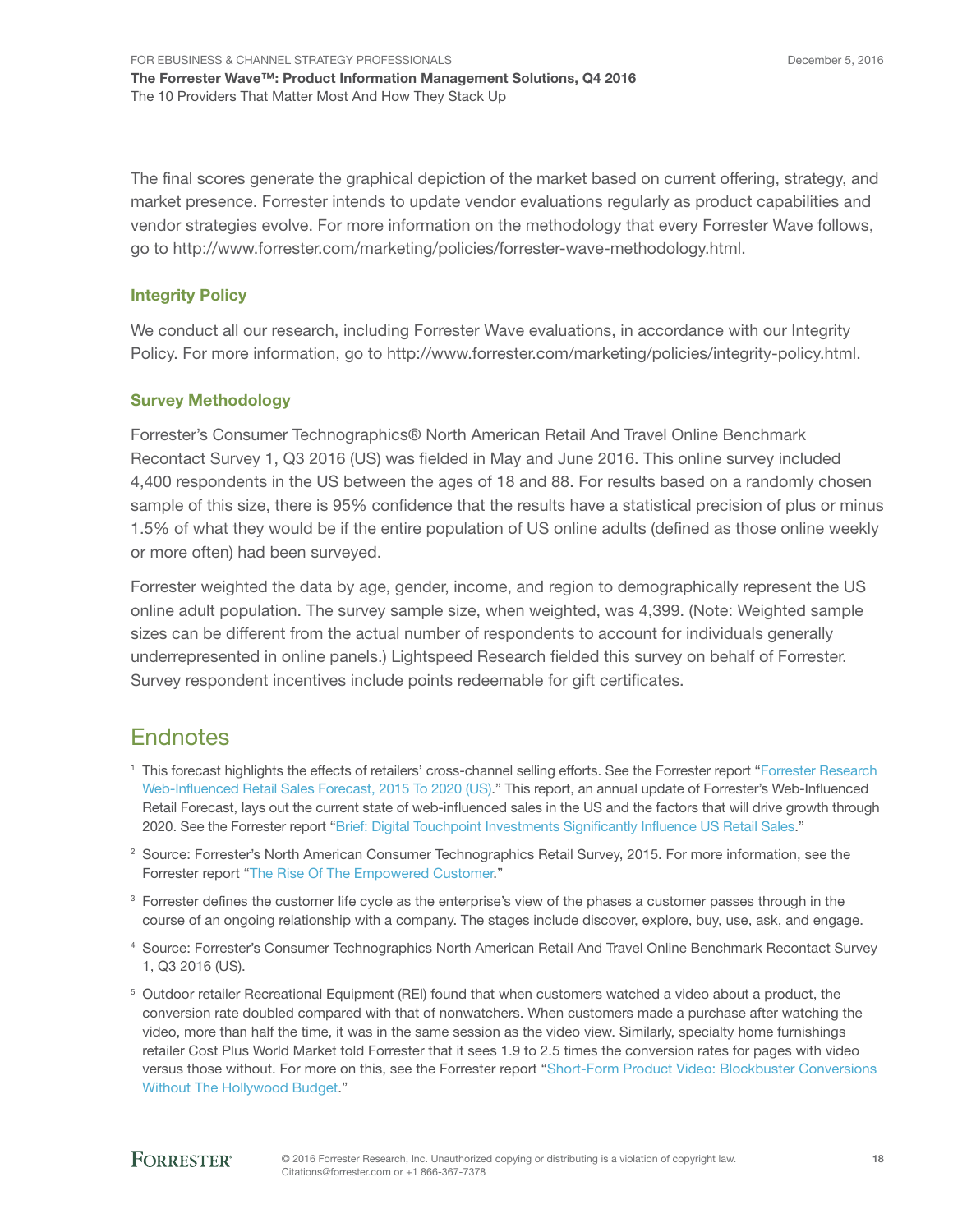The final scores generate the graphical depiction of the market based on current offering, strategy, and market presence. Forrester intends to update vendor evaluations regularly as product capabilities and vendor strategies evolve. For more information on the methodology that every Forrester Wave follows, go to http://www.forrester.com/marketing/policies/forrester-wave-methodology.html.

### Integrity Policy

We conduct all our research, including Forrester Wave evaluations, in accordance with our Integrity Policy. For more information, go to http://www.forrester.com/marketing/policies/integrity-policy.html.

### Survey Methodology

Forrester's Consumer Technographics® North American Retail And Travel Online Benchmark Recontact Survey 1, Q3 2016 (US) was fielded in May and June 2016. This online survey included 4,400 respondents in the US between the ages of 18 and 88. For results based on a randomly chosen sample of this size, there is 95% confidence that the results have a statistical precision of plus or minus 1.5% of what they would be if the entire population of US online adults (defined as those online weekly or more often) had been surveyed.

Forrester weighted the data by age, gender, income, and region to demographically represent the US online adult population. The survey sample size, when weighted, was 4,399. (Note: Weighted sample sizes can be different from the actual number of respondents to account for individuals generally underrepresented in online panels.) Lightspeed Research fielded this survey on behalf of Forrester. Survey respondent incentives include points redeemable for gift certificates.

## Endnotes

[1] This forecast highlights the effects of retailers' cross-channel selling efforts. See the Forrester report "Forrester Research Web-Influenced Retail Sales Forecast, 2015 To 2020 (US)." This report, an annual update of Forrester's Web-Influenced Retail Forecast, lays out the current state of web-influenced sales in the US and the factors that will drive growth through 2020. See the Forrester report "Brief: Digital Touchpoint Investments Significantly Influence US Retail Sales."

[2] Source: Forrester's North American Consumer Technographics Retail Survey, 2015. For more information, see the Forrester report "The Rise Of The Empowered Customer."

[3] Forrester defines the customer life cycle as the enterprise's view of the phases a customer passes through in the course of an ongoing relationship with a company. The stages include discover, explore, buy, use, ask, and engage.

[4] Source: Forrester's Consumer Technographics North American Retail And Travel Online Benchmark Recontact Survey 1, Q3 2016 (US).

[5] Outdoor retailer Recreational Equipment (REI) found that when customers watched a video about a product, the conversion rate doubled compared with that of nonwatchers. When customers made a purchase after watching the video, more than half the time, it was in the same session as the video view. Similarly, specialty home furnishings retailer Cost Plus World Market told Forrester that it sees 1.9 to 2.5 times the conversion rates for pages with video versus those without. For more on this, see the Forrester report "Short-Form Product Video: Blockbuster Conversions Without The Hollywood Budget."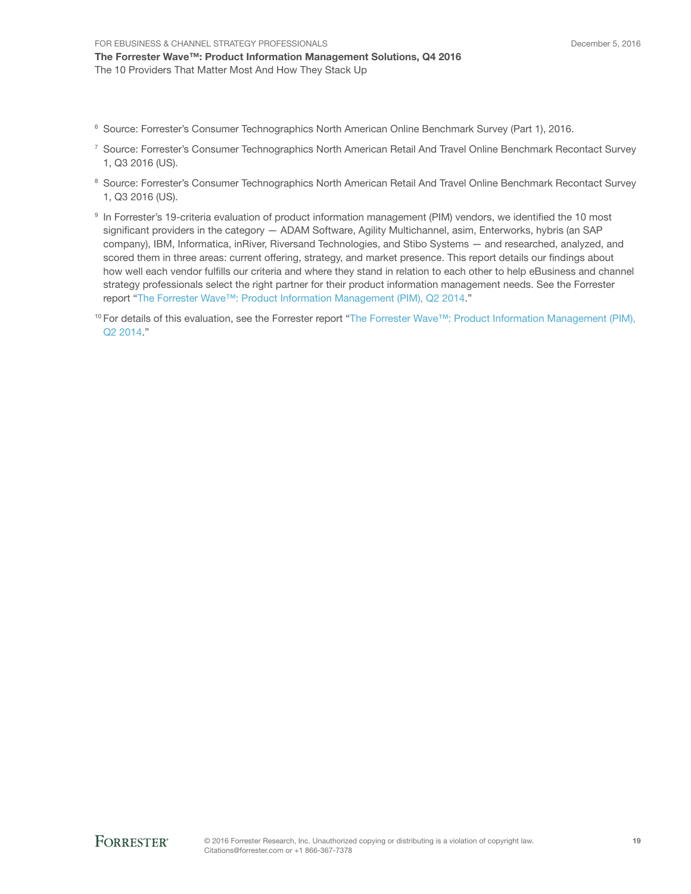[6] Source: Forrester's Consumer Technographics North American Online Benchmark Survey (Part 1), 2016.

[7] Source: Forrester's Consumer Technographics North American Retail And Travel Online Benchmark Recontact Survey 1, Q3 2016 (US).

[8] Source: Forrester's Consumer Technographics North American Retail And Travel Online Benchmark Recontact Survey 1, Q3 2016 (US).

[9] In Forrester's 19-criteria evaluation of product information management (PIM) vendors, we identified the 10 most significant providers in the category — ADAM Software, Agility Multichannel, asim, Enterworks, hybris (an SAP company), IBM, Informatica, inRiver, Riversand Technologies, and Stibo Systems — and researched, analyzed, and scored them in three areas: current offering, strategy, and market presence. This report details our findings about how well each vendor fulfills our criteria and where they stand in relation to each other to help eBusiness and channel strategy professionals select the right partner for their product information management needs. See the Forrester report "The Forrester Wave™: Product Information Management (PIM), Q2 2014."

[10] For details of this evaluation, see the Forrester report "The Forrester Wave™: Product Information Management (PIM), Q2 2014."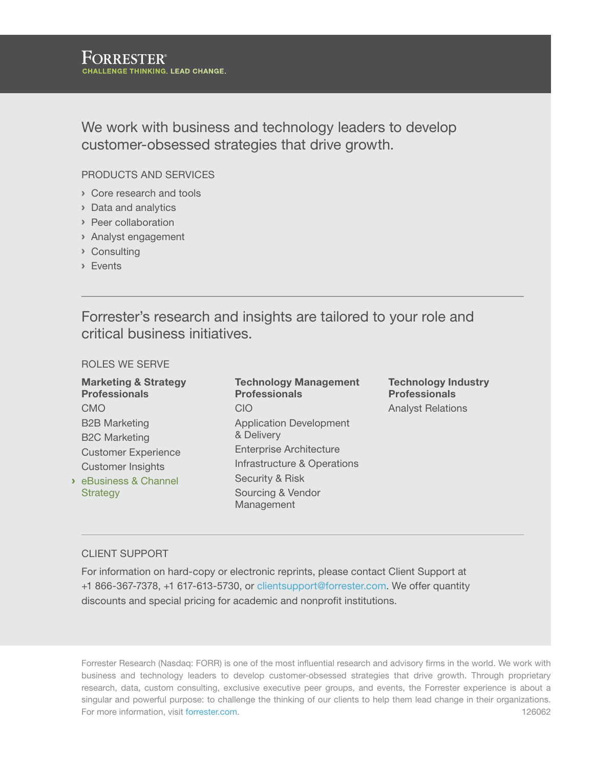# FORRESTER®

CHALLENGE THINKING. LEAD CHANGE.

## We work with business and technology leaders to develop customer-obsessed strategies that drive growth.

### PRODUCTS AND SERVICES

- Core research and tools
- Data and analytics
- Peer collaboration
- Analyst engagement
- Consulting
- Events

---

## Forrester's research and insights are tailored to your role and critical business initiatives.

### ROLES WE SERVE

**Marketing & Strategy Professionals**

CMO

B2B Marketing

B2C Marketing

Customer Experience

Customer Insights

› eBusiness & Channel Strategy

**Technology Management Professionals**

CIO

Application Development & Delivery

Enterprise Architecture

Infrastructure & Operations

Security & Risk

Sourcing & Vendor Management

**Technology Industry Professionals**

Analyst Relations

---

### CLIENT SUPPORT

For information on hard-copy or electronic reprints, please contact Client Support at +1 866-367-7378, +1 617-613-5730, or clientsupport@forrester.com. We offer quantity discounts and special pricing for academic and nonprofit institutions.

Forrester Research (Nasdaq: FORR) is one of the most influential research and advisory firms in the world. We work with business and technology leaders to develop customer-obsessed strategies that drive growth. Through proprietary research, data, custom consulting, exclusive executive peer groups, and events, the Forrester experience is about a singular and powerful purpose: to challenge the thinking of our clients to help them lead change in their organizations. For more information, visit forrester.com.

126062